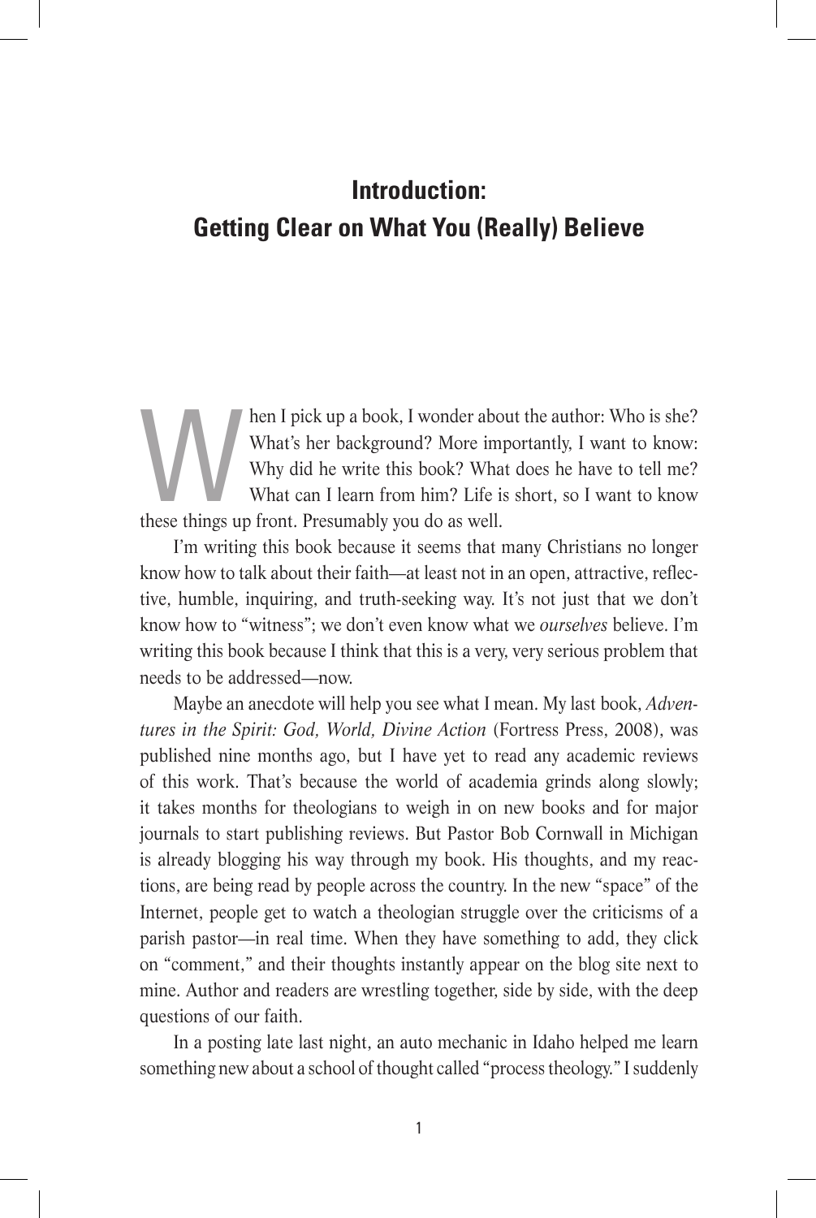# Introduction: Getting Clear on What You (Really) Believe

When I pick up a book, I wonder about the author: Who is she? What's her background? More importantly, I want to know: Why did he write this book? What does he have to tell me? What can I learn from him? Life is short, so I want to know these things up front. Presumably you do as well.

I'm writing this book because it seems that many Christians no longer know how to talk about their faith—at least not in an open, attractive, reflective, humble, inquiring, and truth-seeking way. It's not just that we don't know how to "witness"; we don't even know what we *ourselves* believe. I'm writing this book because I think that this is a very, very serious problem that needs to be addressed—now.

Maybe an anecdote will help you see what I mean. My last book, *Adventures in the Spirit: God, World, Divine Action* (Fortress Press, 2008), was published nine months ago, but I have yet to read any academic reviews of this work. That's because the world of academia grinds along slowly; it takes months for theologians to weigh in on new books and for major journals to start publishing reviews. But Pastor Bob Cornwall in Michigan is already blogging his way through my book. His thoughts, and my reactions, are being read by people across the country. In the new "space" of the Internet, people get to watch a theologian struggle over the criticisms of a parish pastor—in real time. When they have something to add, they click on "comment," and their thoughts instantly appear on the blog site next to mine. Author and readers are wrestling together, side by side, with the deep questions of our faith.

In a posting late last night, an auto mechanic in Idaho helped me learn something new about a school of thought called "process theology." I suddenly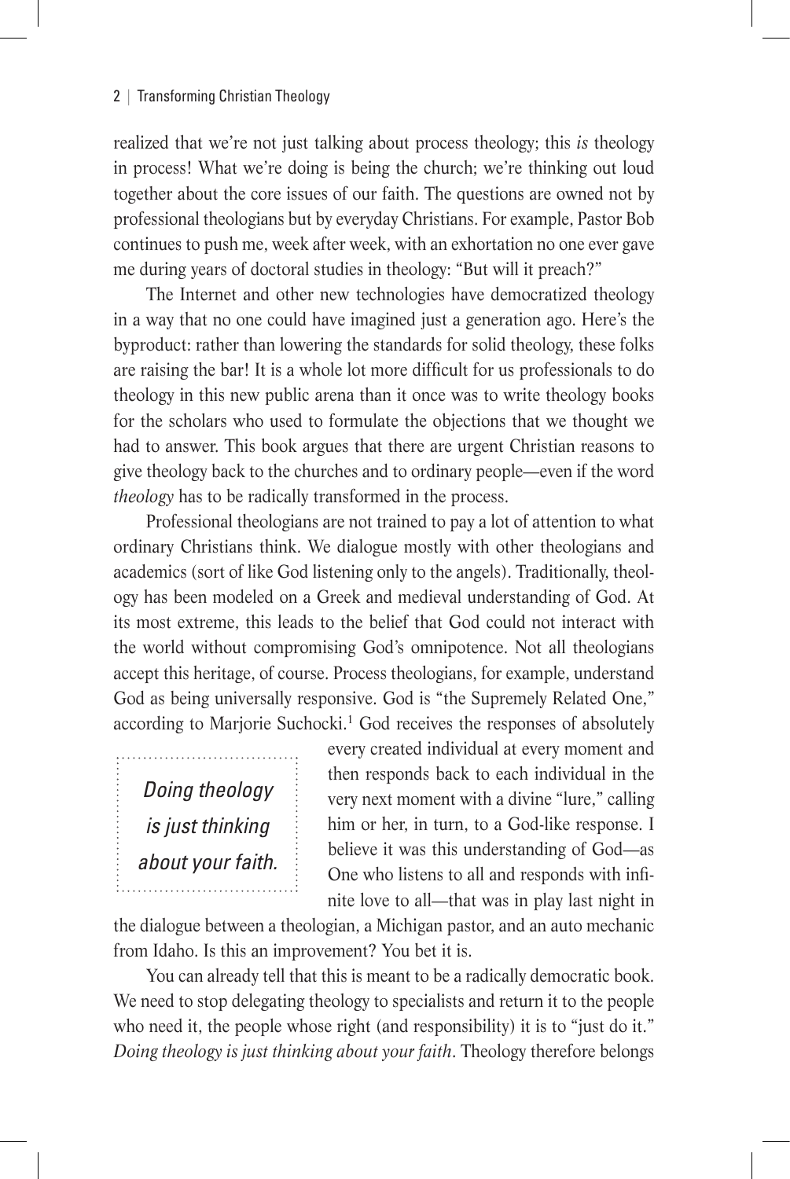realized that we're not just talking about process theology; this *is* theology in process! What we're doing is being the church; we're thinking out loud together about the core issues of our faith. The questions are owned not by professional theologians but by everyday Christians. For example, Pastor Bob continues to push me, week after week, with an exhortation no one ever gave me during years of doctoral studies in theology: "But will it preach?"

The Internet and other new technologies have democratized theology in a way that no one could have imagined just a generation ago. Here's the byproduct: rather than lowering the standards for solid theology, these folks are raising the bar! It is a whole lot more difficult for us professionals to do theology in this new public arena than it once was to write theology books for the scholars who used to formulate the objections that we thought we had to answer. This book argues that there are urgent Christian reasons to give theology back to the churches and to ordinary people—even if the word *theology* has to be radically transformed in the process.

Professional theologians are not trained to pay a lot of attention to what ordinary Christians think. We dialogue mostly with other theologians and academics (sort of like God listening only to the angels). Traditionally, theology has been modeled on a Greek and medieval understanding of God. At its most extreme, this leads to the belief that God could not interact with the world without compromising God's omnipotence. Not all theologians accept this heritage, of course. Process theologians, for example, understand God as being universally responsive. God is "the Supremely Related One," according to Marjorie Suchocki.[1] God receives the responses of absolutely every created individual at every moment and then responds back to each individual in the very next moment with a divine "lure," calling him or her, in turn, to a God-like response. I believe it was this understanding of God—as One who listens to all and responds with infinite love to all—that was in play last night in the dialogue between a theologian, a Michigan pastor, and an auto mechanic from Idaho. Is this an improvement? You bet it is.

> *Doing theology is just thinking about your faith.*

You can already tell that this is meant to be a radically democratic book. We need to stop delegating theology to specialists and return it to the people who need it, the people whose right (and responsibility) it is to "just do it." *Doing theology is just thinking about your faith*. Theology therefore belongs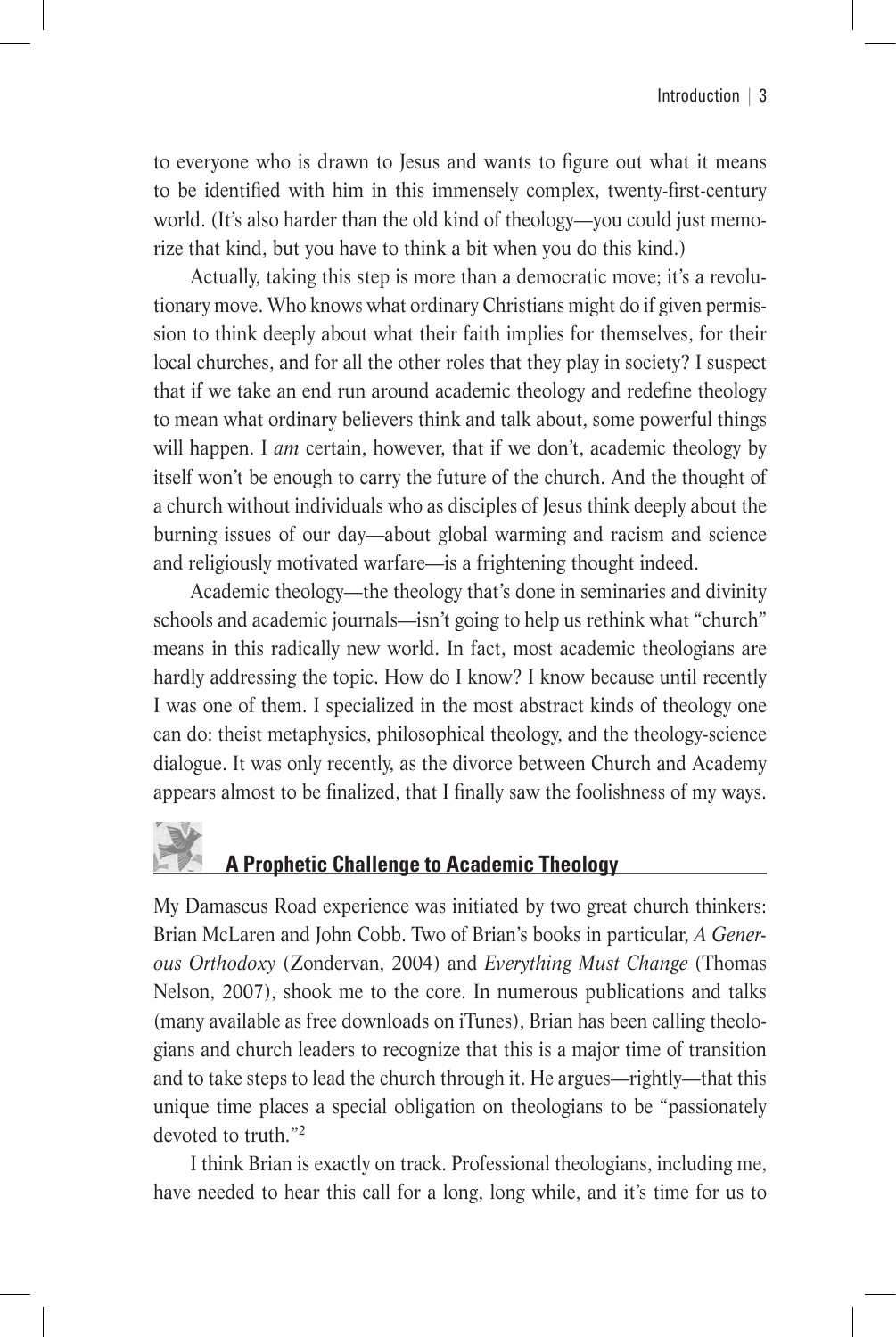to everyone who is drawn to Jesus and wants to figure out what it means to be identified with him in this immensely complex, twenty-first-century world. (It's also harder than the old kind of theology—you could just memorize that kind, but you have to think a bit when you do this kind.)

Actually, taking this step is more than a democratic move; it's a revolutionary move. Who knows what ordinary Christians might do if given permission to think deeply about what their faith implies for themselves, for their local churches, and for all the other roles that they play in society? I suspect that if we take an end run around academic theology and redefine theology to mean what ordinary believers think and talk about, some powerful things will happen. I *am* certain, however, that if we don't, academic theology by itself won't be enough to carry the future of the church. And the thought of a church without individuals who as disciples of Jesus think deeply about the burning issues of our day—about global warming and racism and science and religiously motivated warfare—is a frightening thought indeed.

Academic theology—the theology that's done in seminaries and divinity schools and academic journals—isn't going to help us rethink what "church" means in this radically new world. In fact, most academic theologians are hardly addressing the topic. How do I know? I know because until recently I was one of them. I specialized in the most abstract kinds of theology one can do: theist metaphysics, philosophical theology, and the theology-science dialogue. It was only recently, as the divorce between Church and Academy appears almost to be finalized, that I finally saw the foolishness of my ways.

## A Prophetic Challenge to Academic Theology

My Damascus Road experience was initiated by two great church thinkers: Brian McLaren and John Cobb. Two of Brian's books in particular, *A Generous Orthodoxy* (Zondervan, 2004) and *Everything Must Change* (Thomas Nelson, 2007), shook me to the core. In numerous publications and talks (many available as free downloads on iTunes), Brian has been calling theologians and church leaders to recognize that this is a major time of transition and to take steps to lead the church through it. He argues—rightly—that this unique time places a special obligation on theologians to be "passionately devoted to truth."[2]

I think Brian is exactly on track. Professional theologians, including me, have needed to hear this call for a long, long while, and it's time for us to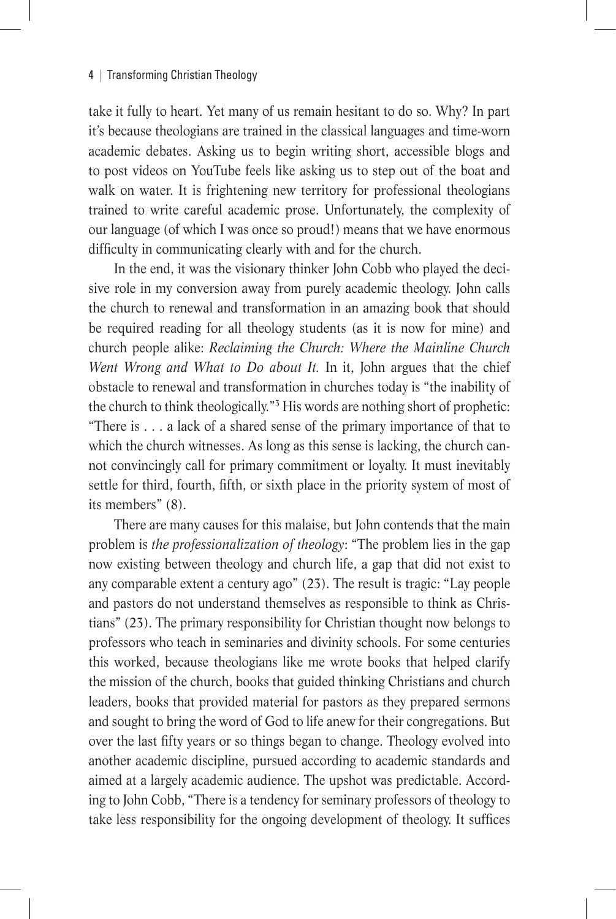take it fully to heart. Yet many of us remain hesitant to do so. Why? In part it's because theologians are trained in the classical languages and time-worn academic debates. Asking us to begin writing short, accessible blogs and to post videos on YouTube feels like asking us to step out of the boat and walk on water. It is frightening new territory for professional theologians trained to write careful academic prose. Unfortunately, the complexity of our language (of which I was once so proud!) means that we have enormous difficulty in communicating clearly with and for the church.

In the end, it was the visionary thinker John Cobb who played the decisive role in my conversion away from purely academic theology. John calls the church to renewal and transformation in an amazing book that should be required reading for all theology students (as it is now for mine) and church people alike: *Reclaiming the Church: Where the Mainline Church Went Wrong and What to Do about It.* In it, John argues that the chief obstacle to renewal and transformation in churches today is "the inability of the church to think theologically."[3] His words are nothing short of prophetic: "There is . . . a lack of a shared sense of the primary importance of that to which the church witnesses. As long as this sense is lacking, the church cannot convincingly call for primary commitment or loyalty. It must inevitably settle for third, fourth, fifth, or sixth place in the priority system of most of its members" (8).

There are many causes for this malaise, but John contends that the main problem is *the professionalization of theology*: "The problem lies in the gap now existing between theology and church life, a gap that did not exist to any comparable extent a century ago" (23). The result is tragic: "Lay people and pastors do not understand themselves as responsible to think as Christians" (23). The primary responsibility for Christian thought now belongs to professors who teach in seminaries and divinity schools. For some centuries this worked, because theologians like me wrote books that helped clarify the mission of the church, books that guided thinking Christians and church leaders, books that provided material for pastors as they prepared sermons and sought to bring the word of God to life anew for their congregations. But over the last fifty years or so things began to change. Theology evolved into another academic discipline, pursued according to academic standards and aimed at a largely academic audience. The upshot was predictable. According to John Cobb, "There is a tendency for seminary professors of theology to take less responsibility for the ongoing development of theology. It suffices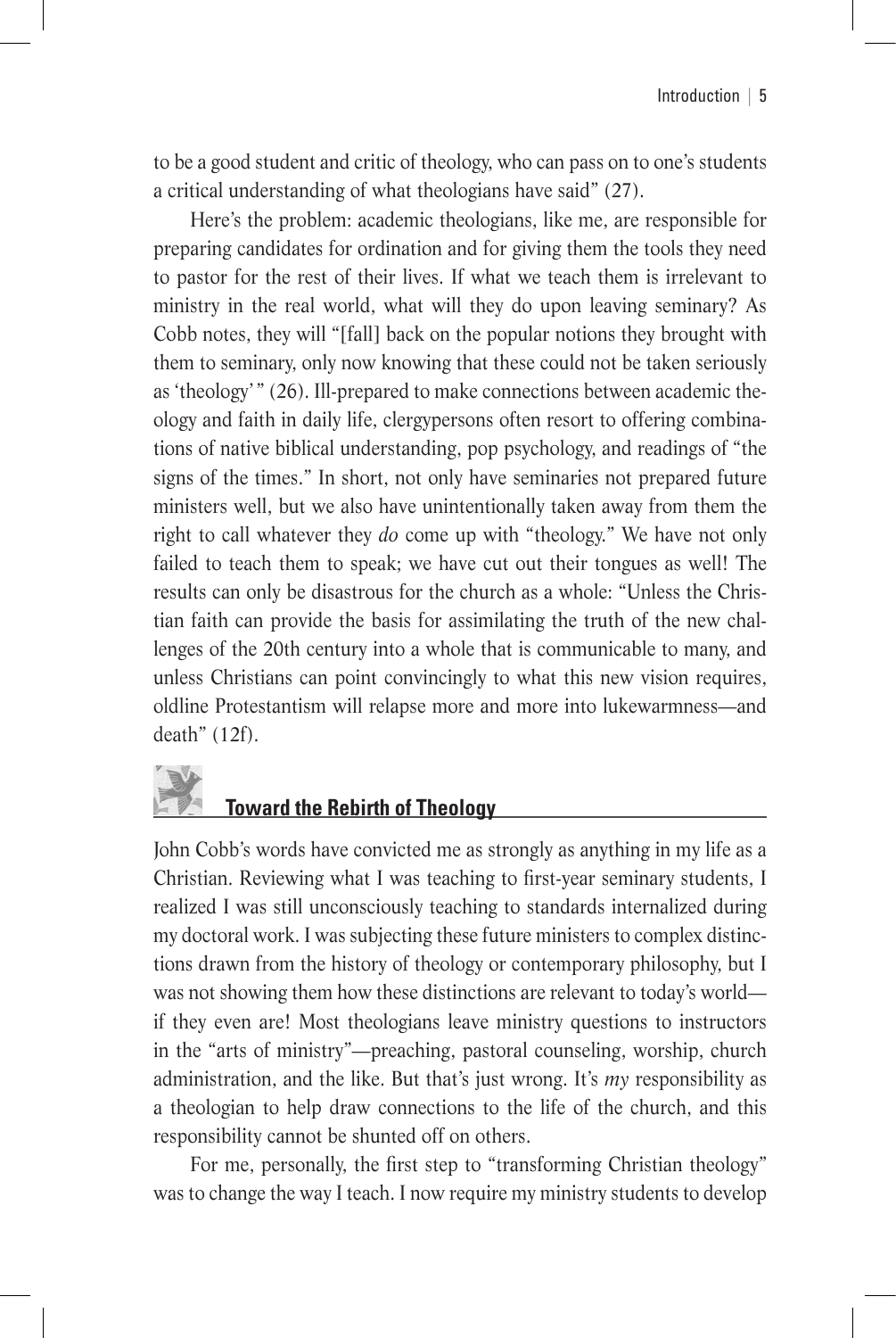to be a good student and critic of theology, who can pass on to one's students a critical understanding of what theologians have said" (27).

Here's the problem: academic theologians, like me, are responsible for preparing candidates for ordination and for giving them the tools they need to pastor for the rest of their lives. If what we teach them is irrelevant to ministry in the real world, what will they do upon leaving seminary? As Cobb notes, they will "[fall] back on the popular notions they brought with them to seminary, only now knowing that these could not be taken seriously as 'theology' " (26). Ill-prepared to make connections between academic theology and faith in daily life, clergypersons often resort to offering combinations of native biblical understanding, pop psychology, and readings of "the signs of the times." In short, not only have seminaries not prepared future ministers well, but we also have unintentionally taken away from them the right to call whatever they *do* come up with "theology." We have not only failed to teach them to speak; we have cut out their tongues as well! The results can only be disastrous for the church as a whole: "Unless the Christian faith can provide the basis for assimilating the truth of the new challenges of the 20th century into a whole that is communicable to many, and unless Christians can point convincingly to what this new vision requires, oldline Protestantism will relapse more and more into lukewarmness—and death" (12f).

## Toward the Rebirth of Theology

John Cobb's words have convicted me as strongly as anything in my life as a Christian. Reviewing what I was teaching to first-year seminary students, I realized I was still unconsciously teaching to standards internalized during my doctoral work. I was subjecting these future ministers to complex distinctions drawn from the history of theology or contemporary philosophy, but I was not showing them how these distinctions are relevant to today's world—if they even are! Most theologians leave ministry questions to instructors in the "arts of ministry"—preaching, pastoral counseling, worship, church administration, and the like. But that's just wrong. It's *my* responsibility as a theologian to help draw connections to the life of the church, and this responsibility cannot be shunted off on others.

For me, personally, the first step to "transforming Christian theology" was to change the way I teach. I now require my ministry students to develop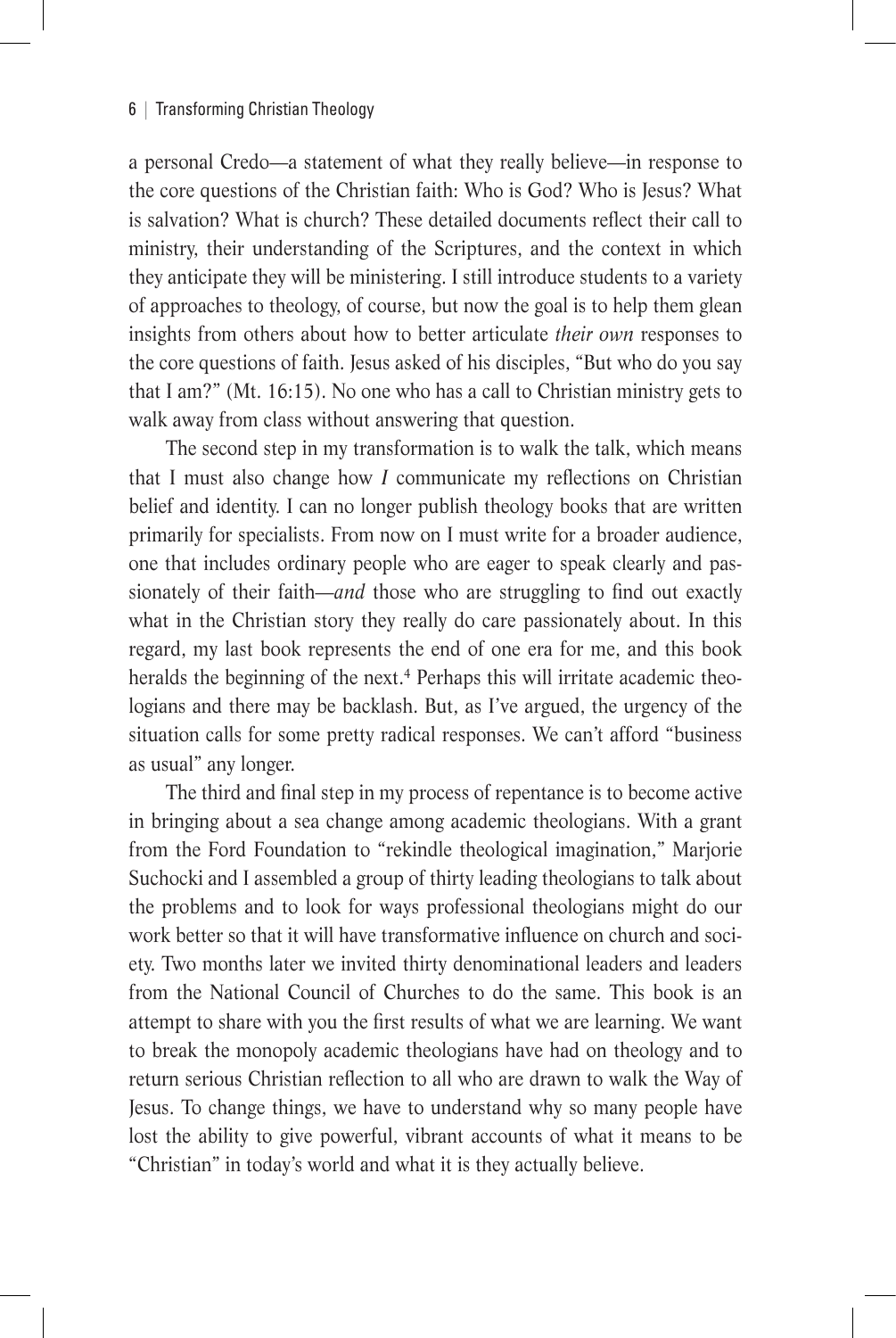a personal Credo—a statement of what they really believe—in response to the core questions of the Christian faith: Who is God? Who is Jesus? What is salvation? What is church? These detailed documents reflect their call to ministry, their understanding of the Scriptures, and the context in which they anticipate they will be ministering. I still introduce students to a variety of approaches to theology, of course, but now the goal is to help them glean insights from others about how to better articulate *their own* responses to the core questions of faith. Jesus asked of his disciples, "But who do you say that I am?" (Mt. 16:15). No one who has a call to Christian ministry gets to walk away from class without answering that question.

The second step in my transformation is to walk the talk, which means that I must also change how *I* communicate my reflections on Christian belief and identity. I can no longer publish theology books that are written primarily for specialists. From now on I must write for a broader audience, one that includes ordinary people who are eager to speak clearly and passionately of their faith—*and* those who are struggling to find out exactly what in the Christian story they really do care passionately about. In this regard, my last book represents the end of one era for me, and this book heralds the beginning of the next.[4] Perhaps this will irritate academic theologians and there may be backlash. But, as I've argued, the urgency of the situation calls for some pretty radical responses. We can't afford "business as usual" any longer.

The third and final step in my process of repentance is to become active in bringing about a sea change among academic theologians. With a grant from the Ford Foundation to "rekindle theological imagination," Marjorie Suchocki and I assembled a group of thirty leading theologians to talk about the problems and to look for ways professional theologians might do our work better so that it will have transformative influence on church and society. Two months later we invited thirty denominational leaders and leaders from the National Council of Churches to do the same. This book is an attempt to share with you the first results of what we are learning. We want to break the monopoly academic theologians have had on theology and to return serious Christian reflection to all who are drawn to walk the Way of Jesus. To change things, we have to understand why so many people have lost the ability to give powerful, vibrant accounts of what it means to be "Christian" in today's world and what it is they actually believe.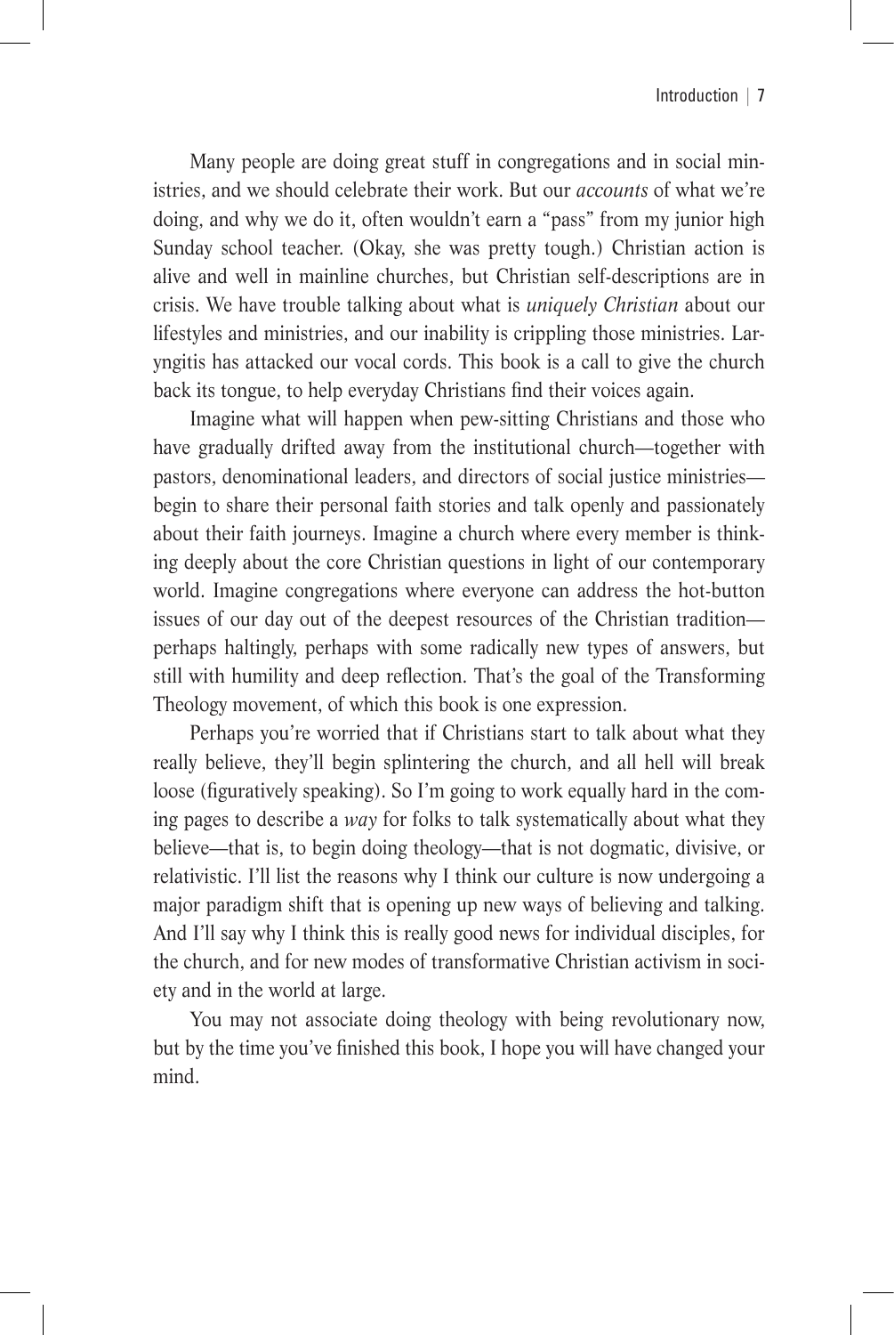Many people are doing great stuff in congregations and in social ministries, and we should celebrate their work. But our *accounts* of what we're doing, and why we do it, often wouldn't earn a "pass" from my junior high Sunday school teacher. (Okay, she was pretty tough.) Christian action is alive and well in mainline churches, but Christian self-descriptions are in crisis. We have trouble talking about what is *uniquely Christian* about our lifestyles and ministries, and our inability is crippling those ministries. Laryngitis has attacked our vocal cords. This book is a call to give the church back its tongue, to help everyday Christians find their voices again.

Imagine what will happen when pew-sitting Christians and those who have gradually drifted away from the institutional church—together with pastors, denominational leaders, and directors of social justice ministries—begin to share their personal faith stories and talk openly and passionately about their faith journeys. Imagine a church where every member is thinking deeply about the core Christian questions in light of our contemporary world. Imagine congregations where everyone can address the hot-button issues of our day out of the deepest resources of the Christian tradition—perhaps haltingly, perhaps with some radically new types of answers, but still with humility and deep reflection. That's the goal of the Transforming Theology movement, of which this book is one expression.

Perhaps you're worried that if Christians start to talk about what they really believe, they'll begin splintering the church, and all hell will break loose (figuratively speaking). So I'm going to work equally hard in the coming pages to describe a *way* for folks to talk systematically about what they believe—that is, to begin doing theology—that is not dogmatic, divisive, or relativistic. I'll list the reasons why I think our culture is now undergoing a major paradigm shift that is opening up new ways of believing and talking. And I'll say why I think this is really good news for individual disciples, for the church, and for new modes of transformative Christian activism in society and in the world at large.

You may not associate doing theology with being revolutionary now, but by the time you've finished this book, I hope you will have changed your mind.